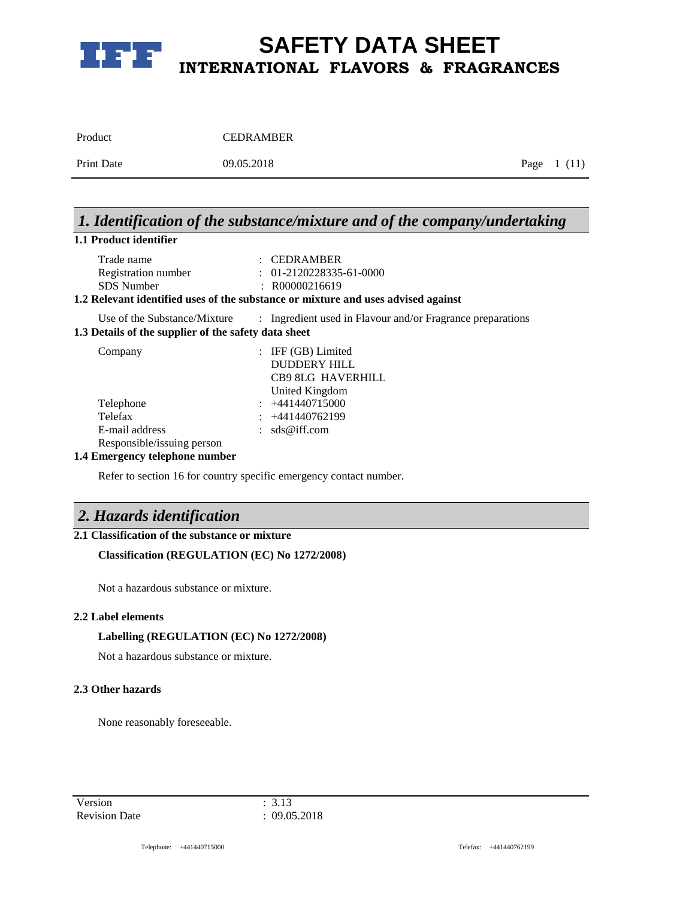# SAFETY DATA SHEET
## INTERNATIONAL FLAVORS & FRAGRANCES

| | |
|---|---|
| Product | CEDRAMBER |
| Print Date | 09.05.2018 |

## *1. Identification of the substance/mixture and of the company/undertaking*

**1.1 Product identifier**

| | |
|---|---|
| Trade name | : CEDRAMBER |
| Registration number | : 01-2120228335-61-0000 |
| SDS Number | : R00000216619 |

**1.2 Relevant identified uses of the substance or mixture and uses advised against**

| | |
|---|---|
| Use of the Substance/Mixture | : Ingredient used in Flavour and/or Fragrance preparations |

**1.3 Details of the supplier of the safety data sheet**

| | |
|---|---|
| Company | : IFF (GB) Limited<br>DUDDERY HILL<br>CB9 8LG HAVERHILL<br>United Kingdom |
| Telephone | : +441440715000 |
| Telefax | : +441440762199 |
| E-mail address | : sds@iff.com |
| Responsible/issuing person | |

**1.4 Emergency telephone number**

Refer to section 16 for country specific emergency contact number.

## *2. Hazards identification*

**2.1 Classification of the substance or mixture**

**Classification (REGULATION (EC) No 1272/2008)**

Not a hazardous substance or mixture.

**2.2 Label elements**

**Labelling (REGULATION (EC) No 1272/2008)**

Not a hazardous substance or mixture.

**2.3 Other hazards**

None reasonably foreseeable.

| | |
|---|---|
| Version | : 3.13 |
| Revision Date | : 09.05.2018 |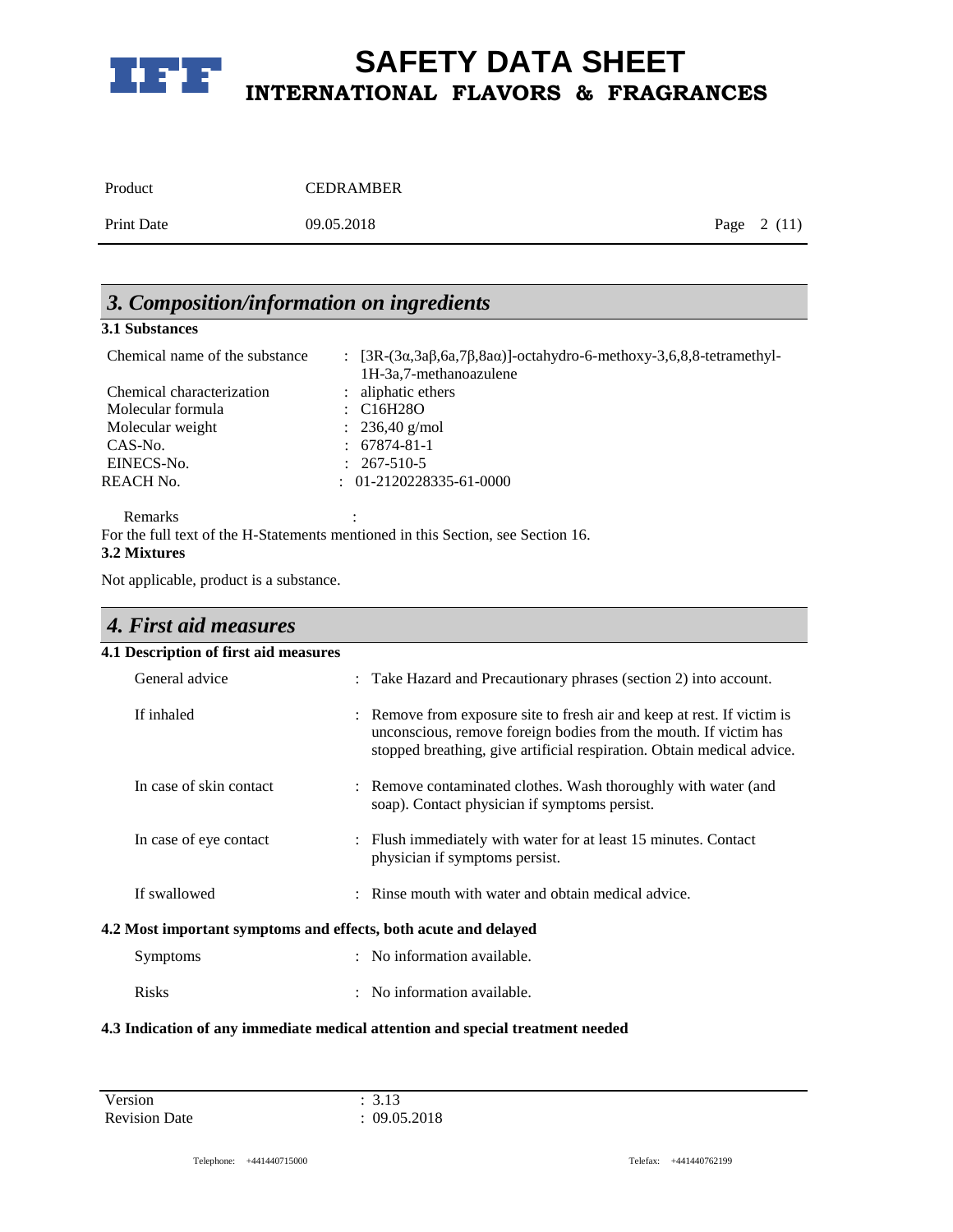## 3. Composition/information on ingredients

### 3.1 Substances

| | |
|---|---|
| Chemical name of the substance | : [3R-(3α,3aβ,6a,7β,8aα)]-octahydro-6-methoxy-3,6,8,8-tetramethyl-1H-3a,7-methanoazulene |
| Chemical characterization | : aliphatic ethers |
| Molecular formula | : $C16H28O$ |
| Molecular weight | : 236,40 g/mol |
| CAS-No. | : 67874-81-1 |
| EINECS-No. | : 267-510-5 |
| REACH No. | : 01-2120228335-61-0000 |

Remarks :

For the full text of the H-Statements mentioned in this Section, see Section 16.

### 3.2 Mixtures

Not applicable, product is a substance.

## 4. First aid measures

### 4.1 Description of first aid measures

| | |
|---|---|
| General advice | : Take Hazard and Precautionary phrases (section 2) into account. |
| If inhaled | : Remove from exposure site to fresh air and keep at rest. If victim is unconscious, remove foreign bodies from the mouth. If victim has stopped breathing, give artificial respiration. Obtain medical advice. |
| In case of skin contact | : Remove contaminated clothes. Wash thoroughly with water (and soap). Contact physician if symptoms persist. |
| In case of eye contact | : Flush immediately with water for at least 15 minutes. Contact physician if symptoms persist. |
| If swallowed | : Rinse mouth with water and obtain medical advice. |

### 4.2 Most important symptoms and effects, both acute and delayed

| | |
|---|---|
| Symptoms | : No information available. |
| Risks | : No information available. |

### 4.3 Indication of any immediate medical attention and special treatment needed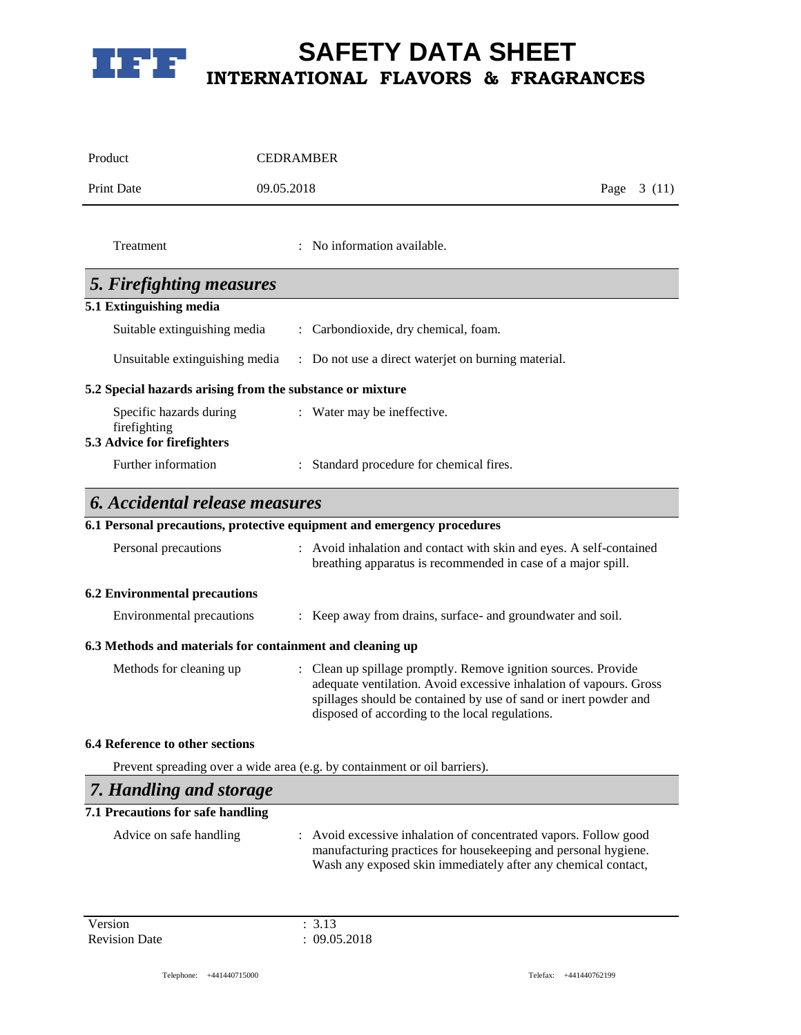Treatment : No information available.

## 5. Firefighting measures

### 5.1 Extinguishing media

Suitable extinguishing media : Carbondioxide, dry chemical, foam.

Unsuitable extinguishing media : Do not use a direct waterjet on burning material.

### 5.2 Special hazards arising from the substance or mixture

Specific hazards during firefighting : Water may be ineffective.

### 5.3 Advice for firefighters

Further information : Standard procedure for chemical fires.

## 6. Accidental release measures

### 6.1 Personal precautions, protective equipment and emergency procedures

Personal precautions : Avoid inhalation and contact with skin and eyes. A self-contained breathing apparatus is recommended in case of a major spill.

### 6.2 Environmental precautions

Environmental precautions : Keep away from drains, surface- and groundwater and soil.

### 6.3 Methods and materials for containment and cleaning up

Methods for cleaning up : Clean up spillage promptly. Remove ignition sources. Provide adequate ventilation. Avoid excessive inhalation of vapours. Gross spillages should be contained by use of sand or inert powder and disposed of according to the local regulations.

### 6.4 Reference to other sections

Prevent spreading over a wide area (e.g. by containment or oil barriers).

## 7. Handling and storage

### 7.1 Precautions for safe handling

Advice on safe handling : Avoid excessive inhalation of concentrated vapors. Follow good manufacturing practices for housekeeping and personal hygiene. Wash any exposed skin immediately after any chemical contact,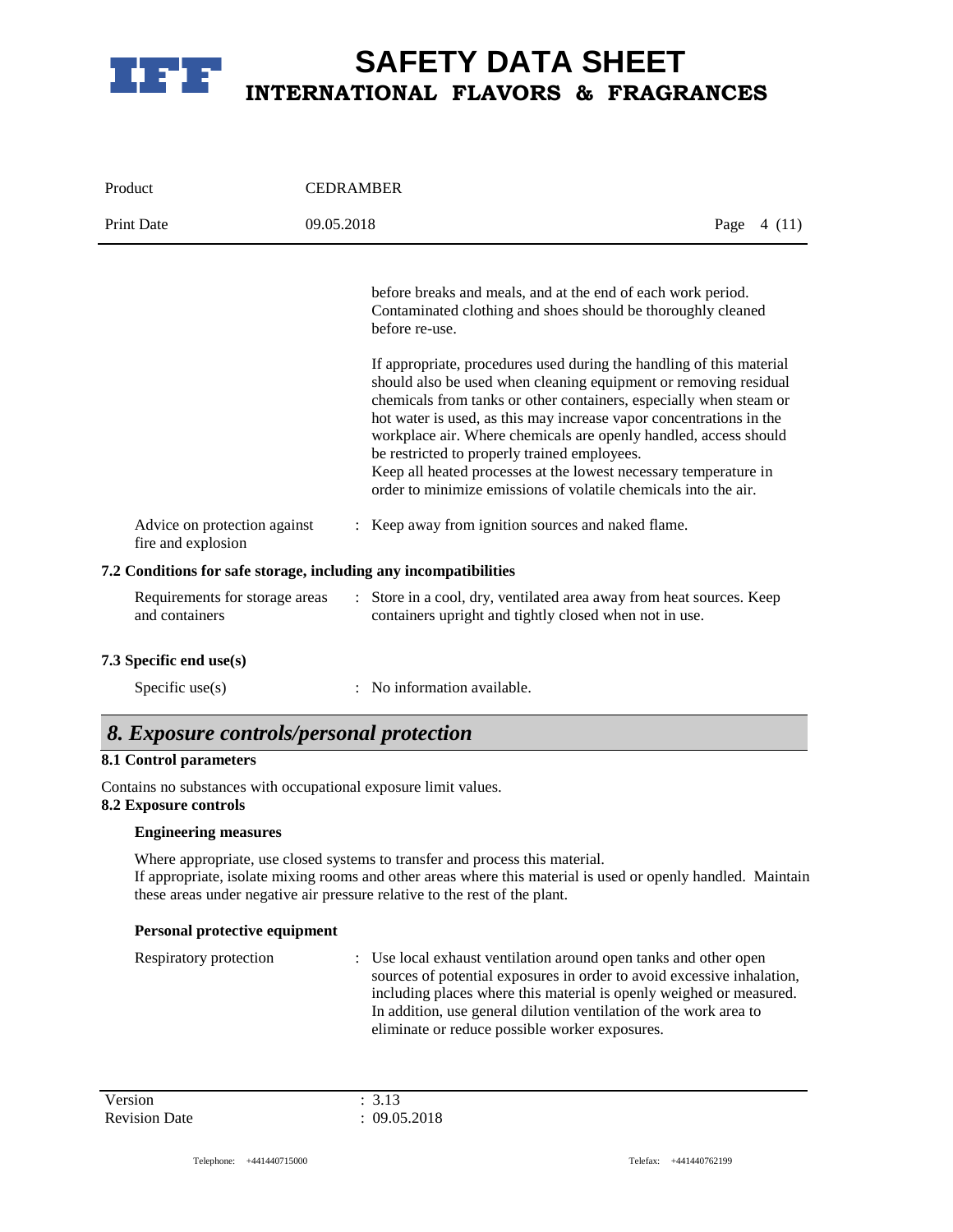before breaks and meals, and at the end of each work period. Contaminated clothing and shoes should be thoroughly cleaned before re-use.

If appropriate, procedures used during the handling of this material should also be used when cleaning equipment or removing residual chemicals from tanks or other containers, especially when steam or hot water is used, as this may increase vapor concentrations in the workplace air. Where chemicals are openly handled, access should be restricted to properly trained employees.
Keep all heated processes at the lowest necessary temperature in order to minimize emissions of volatile chemicals into the air.

Advice on protection against fire and explosion : Keep away from ignition sources and naked flame.

**7.2 Conditions for safe storage, including any incompatibilities**

Requirements for storage areas and containers : Store in a cool, dry, ventilated area away from heat sources. Keep containers upright and tightly closed when not in use.

**7.3 Specific end use(s)**

Specific use(s) : No information available.

## *8. Exposure controls/personal protection*

**8.1 Control parameters**

Contains no substances with occupational exposure limit values.

**8.2 Exposure controls**

**Engineering measures**

Where appropriate, use closed systems to transfer and process this material.
If appropriate, isolate mixing rooms and other areas where this material is used or openly handled. Maintain these areas under negative air pressure relative to the rest of the plant.

**Personal protective equipment**

Respiratory protection : Use local exhaust ventilation around open tanks and other open sources of potential exposures in order to avoid excessive inhalation, including places where this material is openly weighed or measured. In addition, use general dilution ventilation of the work area to eliminate or reduce possible worker exposures.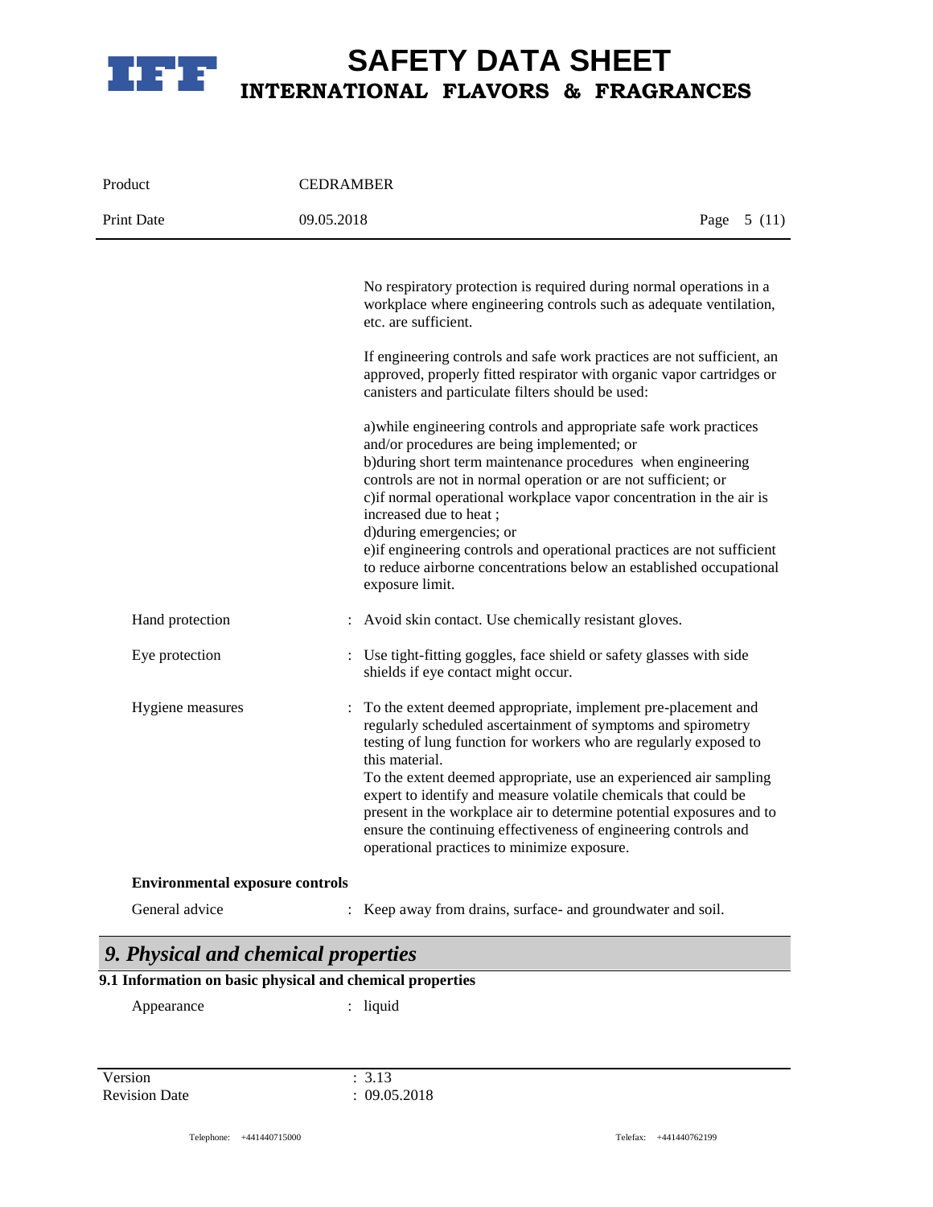No respiratory protection is required during normal operations in a workplace where engineering controls such as adequate ventilation, etc. are sufficient.

If engineering controls and safe work practices are not sufficient, an approved, properly fitted respirator with organic vapor cartridges or canisters and particulate filters should be used:

a)while engineering controls and appropriate safe work practices and/or procedures are being implemented; or
b)during short term maintenance procedures when engineering controls are not in normal operation or are not sufficient; or
c)if normal operational workplace vapor concentration in the air is increased due to heat ;
d)during emergencies; or
e)if engineering controls and operational practices are not sufficient to reduce airborne concentrations below an established occupational exposure limit.

Hand protection : Avoid skin contact. Use chemically resistant gloves.

Eye protection : Use tight-fitting goggles, face shield or safety glasses with side shields if eye contact might occur.

Hygiene measures : To the extent deemed appropriate, implement pre-placement and regularly scheduled ascertainment of symptoms and spirometry testing of lung function for workers who are regularly exposed to this material.
To the extent deemed appropriate, use an experienced air sampling expert to identify and measure volatile chemicals that could be present in the workplace air to determine potential exposures and to ensure the continuing effectiveness of engineering controls and operational practices to minimize exposure.

**Environmental exposure controls**

General advice : Keep away from drains, surface- and groundwater and soil.

## *9. Physical and chemical properties*

**9.1 Information on basic physical and chemical properties**

Appearance : liquid

Version : 3.13
Revision Date : 09.05.2018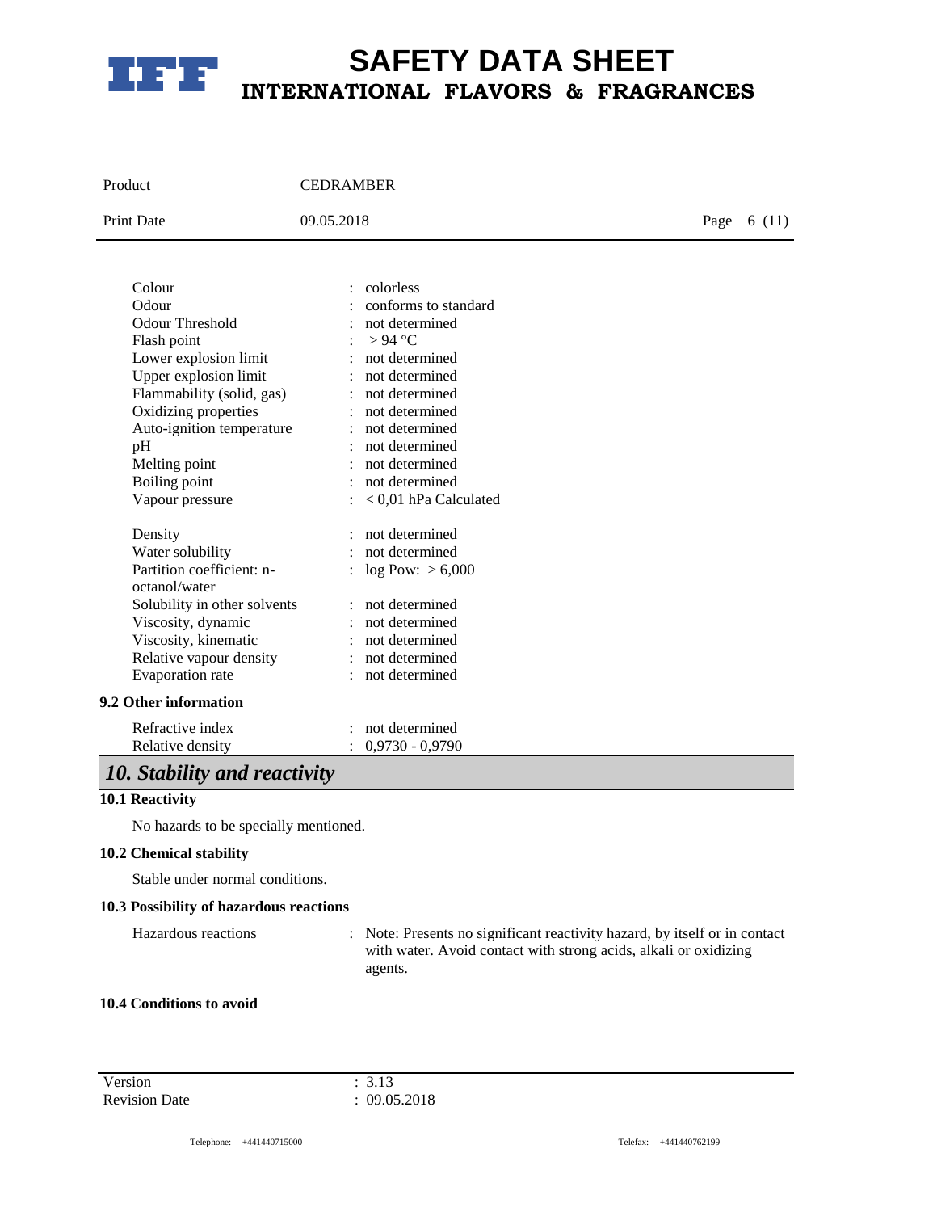| | | |
|---|---|---|
| Colour | : | colorless |
| Odour | : | conforms to standard |
| Odour Threshold | : | not determined |
| Flash point | : | > 94 °C |
| Lower explosion limit | : | not determined |
| Upper explosion limit | : | not determined |
| Flammability (solid, gas) | : | not determined |
| Oxidizing properties | : | not determined |
| Auto-ignition temperature | : | not determined |
| pH | : | not determined |
| Melting point | : | not determined |
| Boiling point | : | not determined |
| Vapour pressure | : | < 0,01 hPa Calculated |
| Density | : | not determined |
| Water solubility | : | not determined |
| Partition coefficient: n-octanol/water | : | log Pow: > 6,000 |
| Solubility in other solvents | : | not determined |
| Viscosity, dynamic | : | not determined |
| Viscosity, kinematic | : | not determined |
| Relative vapour density | : | not determined |
| Evaporation rate | : | not determined |

### 9.2 Other information

| | | |
|---|---|---|
| Refractive index | : | not determined |
| Relative density | : | 0,9730 - 0,9790 |

## *10. Stability and reactivity*

### 10.1 Reactivity

No hazards to be specially mentioned.

### 10.2 Chemical stability

Stable under normal conditions.

### 10.3 Possibility of hazardous reactions

Hazardous reactions : Note: Presents no significant reactivity hazard, by itself or in contact with water. Avoid contact with strong acids, alkali or oxidizing agents.

### 10.4 Conditions to avoid

Version : 3.13
Revision Date : 09.05.2018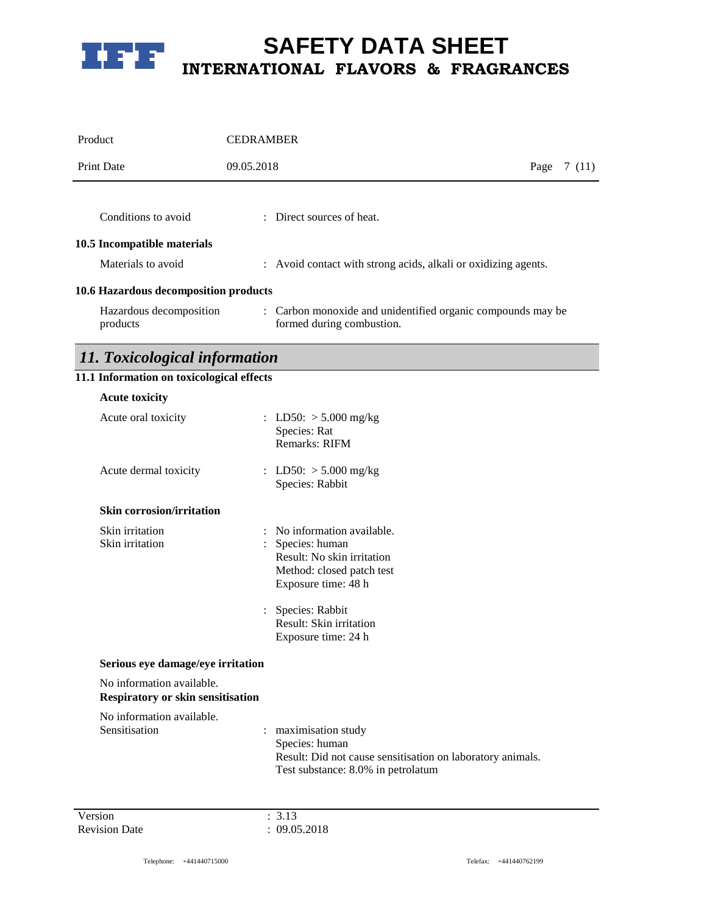Conditions to avoid : Direct sources of heat.

**10.5 Incompatible materials**

Materials to avoid : Avoid contact with strong acids, alkali or oxidizing agents.

**10.6 Hazardous decomposition products**

Hazardous decomposition products : Carbon monoxide and unidentified organic compounds may be formed during combustion.

## *11. Toxicological information*

**11.1 Information on toxicological effects**

**Acute toxicity**

Acute oral toxicity : LD50: > 5.000 mg/kg
Species: Rat
Remarks: RIFM

Acute dermal toxicity : LD50: > 5.000 mg/kg
Species: Rabbit

**Skin corrosion/irritation**

Skin irritation : No information available.

Skin irritation : Species: human
Result: No skin irritation
Method: closed patch test
Exposure time: 48 h

: Species: Rabbit
Result: Skin irritation
Exposure time: 24 h

**Serious eye damage/eye irritation**

No information available.

**Respiratory or skin sensitisation**

No information available.

Sensitisation : maximisation study
Species: human
Result: Did not cause sensitisation on laboratory animals.
Test substance: 8.0% in petrolatum

Version : 3.13
Revision Date : 09.05.2018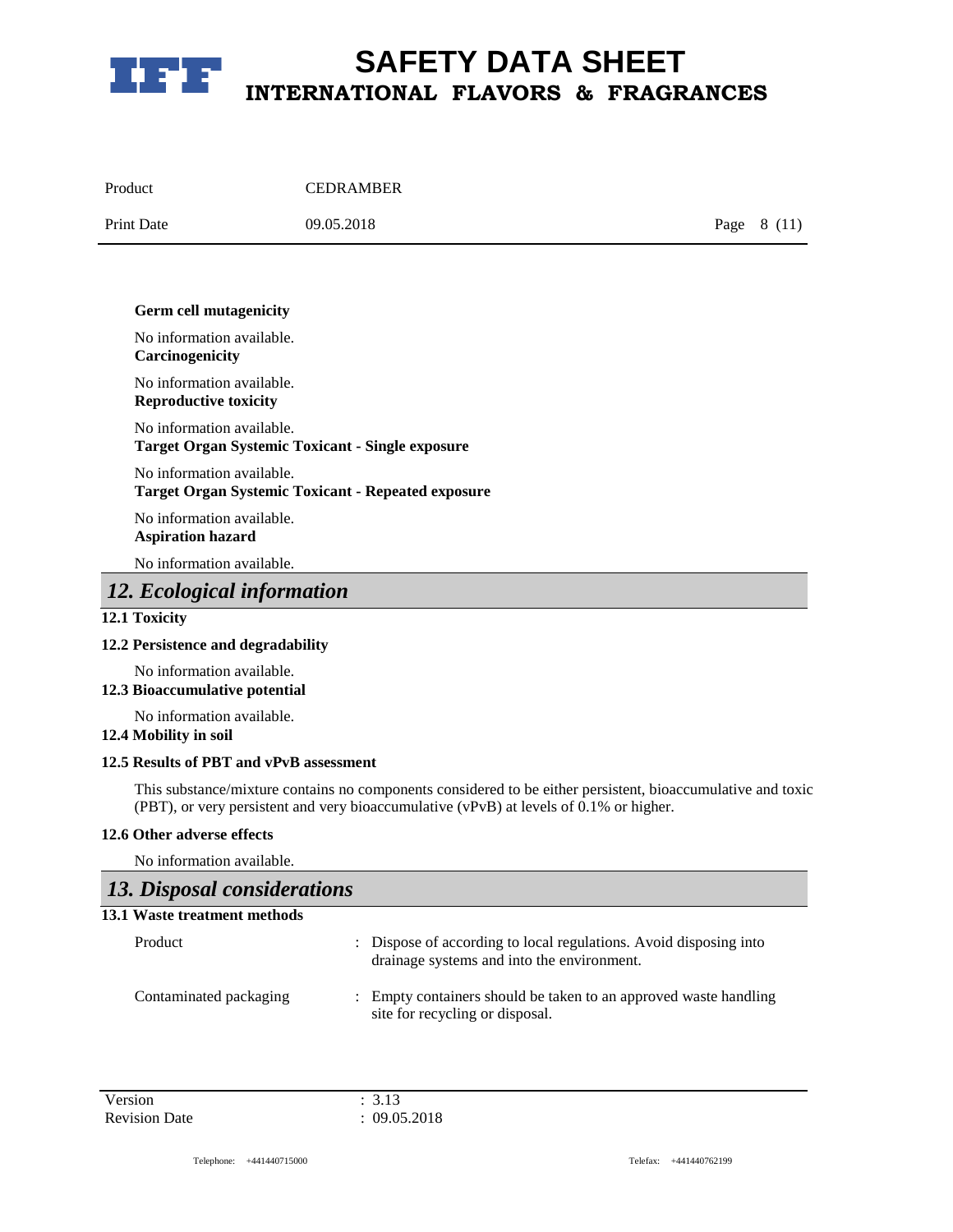**Germ cell mutagenicity**

No information available.

**Carcinogenicity**

No information available.

**Reproductive toxicity**

No information available.

**Target Organ Systemic Toxicant - Single exposure**

No information available.

**Target Organ Systemic Toxicant - Repeated exposure**

No information available.

**Aspiration hazard**

No information available.

## *12. Ecological information*

**12.1 Toxicity**

**12.2 Persistence and degradability**

No information available.

**12.3 Bioaccumulative potential**

No information available.

**12.4 Mobility in soil**

**12.5 Results of PBT and vPvB assessment**

This substance/mixture contains no components considered to be either persistent, bioaccumulative and toxic (PBT), or very persistent and very bioaccumulative (vPvB) at levels of 0.1% or higher.

**12.6 Other adverse effects**

No information available.

## *13. Disposal considerations*

**13.1 Waste treatment methods**

Product : Dispose of according to local regulations. Avoid disposing into drainage systems and into the environment.

Contaminated packaging : Empty containers should be taken to an approved waste handling site for recycling or disposal.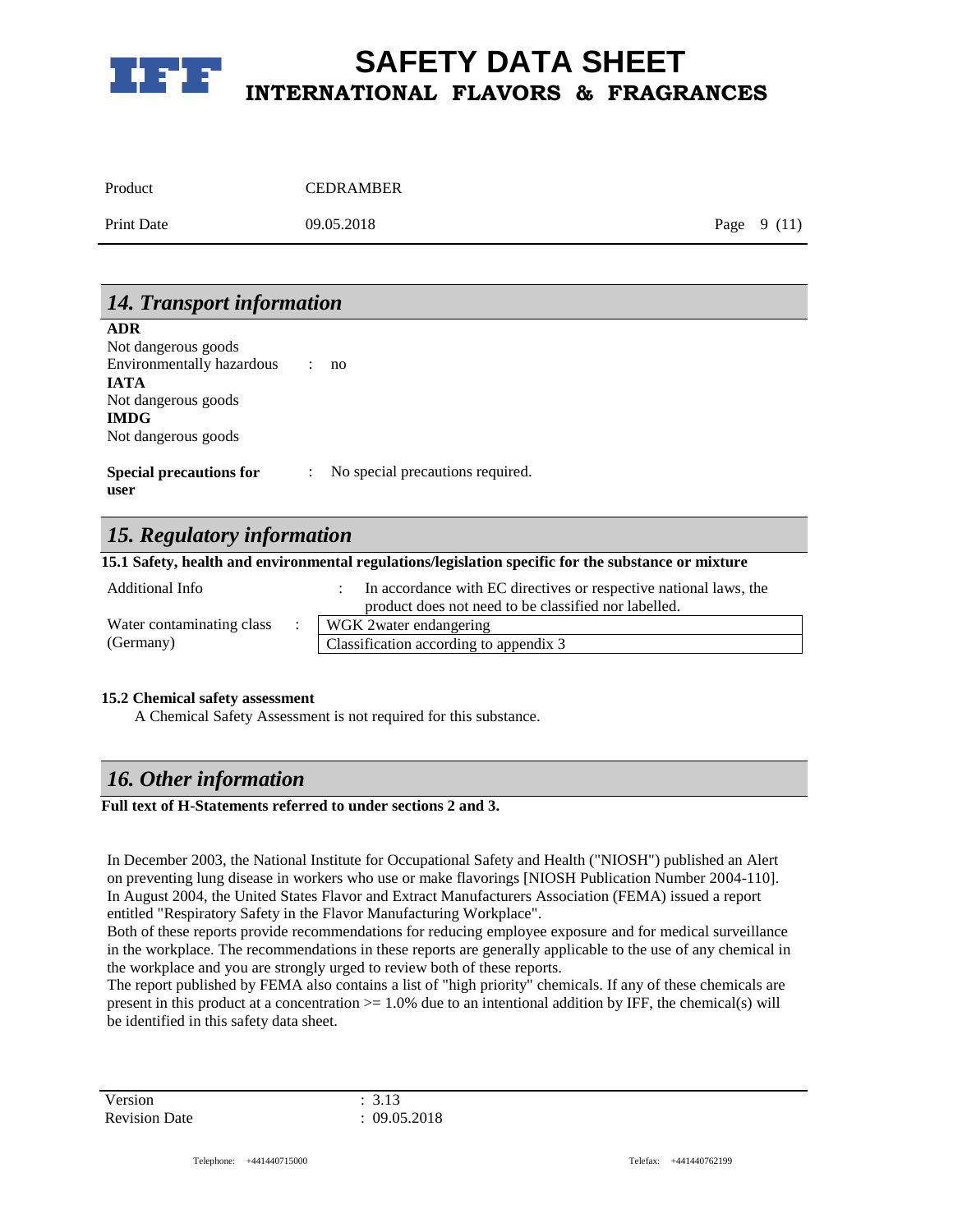## 14. Transport information

**ADR**

Not dangerous goods

Environmentally hazardous : no

**IATA**

Not dangerous goods

**IMDG**

Not dangerous goods

**Special precautions for user** : No special precautions required.

## 15. Regulatory information

**15.1 Safety, health and environmental regulations/legislation specific for the substance or mixture**

Additional Info : In accordance with EC directives or respective national laws, the product does not need to be classified nor labelled.

| Water contaminating class (Germany) : | WGK 2water endangering |
|---|---|
| | Classification according to appendix 3 |

**15.2 Chemical safety assessment**

A Chemical Safety Assessment is not required for this substance.

## 16. Other information

**Full text of H-Statements referred to under sections 2 and 3.**

In December 2003, the National Institute for Occupational Safety and Health ("NIOSH") published an Alert on preventing lung disease in workers who use or make flavorings [NIOSH Publication Number 2004-110]. In August 2004, the United States Flavor and Extract Manufacturers Association (FEMA) issued a report entitled "Respiratory Safety in the Flavor Manufacturing Workplace".
Both of these reports provide recommendations for reducing employee exposure and for medical surveillance in the workplace. The recommendations in these reports are generally applicable to the use of any chemical in the workplace and you are strongly urged to review both of these reports.
The report published by FEMA also contains a list of "high priority" chemicals. If any of these chemicals are present in this product at a concentration >= 1.0% due to an intentional addition by IFF, the chemical(s) will be identified in this safety data sheet.

Version : 3.13
Revision Date : 09.05.2018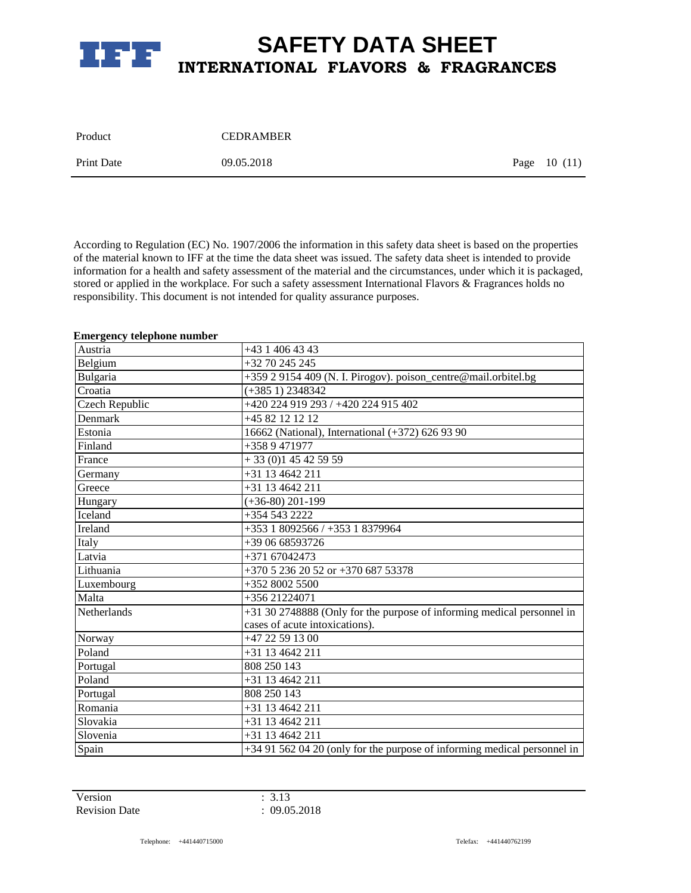According to Regulation (EC) No. 1907/2006 the information in this safety data sheet is based on the properties of the material known to IFF at the time the data sheet was issued. The safety data sheet is intended to provide information for a health and safety assessment of the material and the circumstances, under which it is packaged, stored or applied in the workplace. For such a safety assessment International Flavors & Fragrances holds no responsibility. This document is not intended for quality assurance purposes.

**Emergency telephone number**

| | |
|---|---|
| Austria | +43 1 406 43 43 |
| Belgium | +32 70 245 245 |
| Bulgaria | +359 2 9154 409 (N. I. Pirogov). poison_centre@mail.orbitel.bg |
| Croatia | (+385 1) 2348342 |
| Czech Republic | +420 224 919 293 / +420 224 915 402 |
| Denmark | +45 82 12 12 12 |
| Estonia | 16662 (National), International (+372) 626 93 90 |
| Finland | +358 9 471977 |
| France | + 33 (0)1 45 42 59 59 |
| Germany | +31 13 4642 211 |
| Greece | +31 13 4642 211 |
| Hungary | (+36-80) 201-199 |
| Iceland | +354 543 2222 |
| Ireland | +353 1 8092566 / +353 1 8379964 |
| Italy | +39 06 68593726 |
| Latvia | +371 67042473 |
| Lithuania | +370 5 236 20 52 or +370 687 53378 |
| Luxembourg | +352 8002 5500 |
| Malta | +356 21224071 |
| Netherlands | +31 30 2748888 (Only for the purpose of informing medical personnel in cases of acute intoxications). |
| Norway | +47 22 59 13 00 |
| Poland | +31 13 4642 211 |
| Portugal | 808 250 143 |
| Poland | +31 13 4642 211 |
| Portugal | 808 250 143 |
| Romania | +31 13 4642 211 |
| Slovakia | +31 13 4642 211 |
| Slovenia | +31 13 4642 211 |
| Spain | +34 91 562 04 20 (only for the purpose of informing medical personnel in |

Version : 3.13
Revision Date : 09.05.2018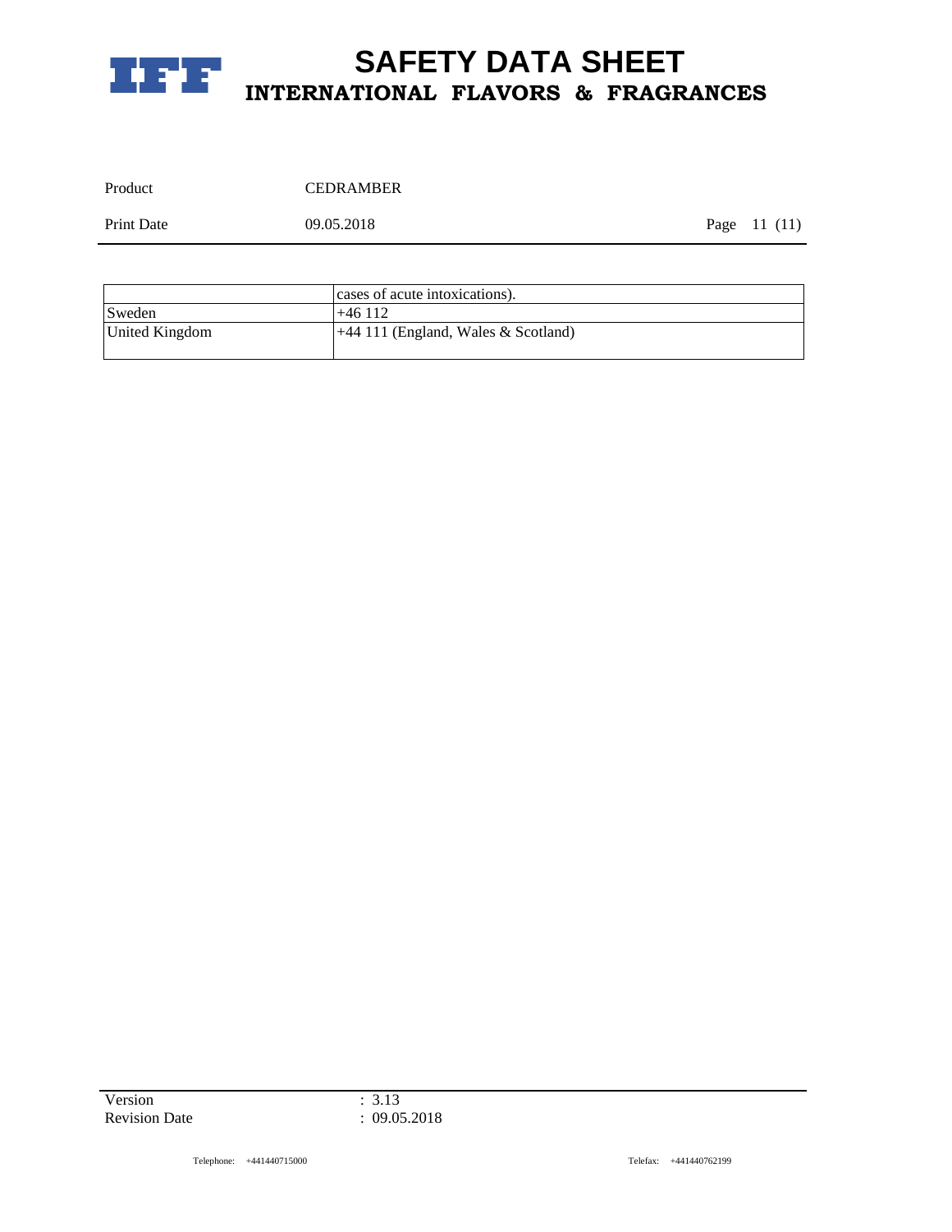| | |
|---|---|
| | cases of acute intoxications). |
| Sweden | +46 112 |
| United Kingdom | +44 111 (England, Wales & Scotland) |